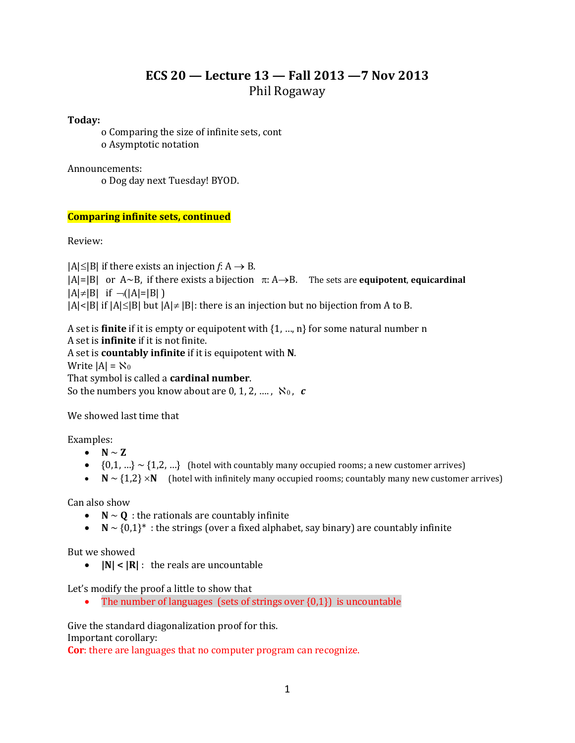# ECS 20 — Lecture 13 — Fall 2013 —7 Nov 2013

Phil Rogaway

**Today:**

- o Comparing the size of infinite sets, cont
- o Asymptotic notation

Announcements:

- o Dog day next Tuesday! BYOD.

## Comparing infinite sets, continued

Review:

$|A| \leq |B|$ if there exists an injection $f$: $A \to B$.
$|A|=|B|$ or $A \sim B$, if there exists a bijection $\pi$: $A \to B$. The sets are **equipotent**, **equicardinal**
$|A| \neq |B|$ if $\neg(|A|=|B|)$
$|A|<|B|$ if $|A| \leq |B|$ but $|A| \neq |B|$: there is an injection but no bijection from A to B.

A set is **finite** if it is empty or equipotent with {1, ..., n} for some natural number n
A set is **infinite** if it is not finite.
A set is **countably infinite** if it is equipotent with **N**.
Write $|A| = \aleph_0$
That symbol is called a **cardinal number**.
So the numbers you know about are 0, 1, 2, …. , $\aleph_0$, ***c***

We showed last time that

Examples:

- **N** ~ **Z**
- {0,1, …} ~ {1,2, …} (hotel with countably many occupied rooms; a new customer arrives)
- **N** ~ {1,2} ×**N** (hotel with infinitely many occupied rooms; countably many new customer arrives)

Can also show

- **N** ~ **Q** : the rationals are countably infinite
- **N** ~ {0,1}* : the strings (over a fixed alphabet, say binary) are countably infinite

But we showed

- **|N| < |R|** : the reals are uncountable

Let's modify the proof a little to show that

- The number of languages (sets of strings over {0,1}) is uncountable

Give the standard diagonalization proof for this.
Important corollary:
**Cor**: there are languages that no computer program can recognize.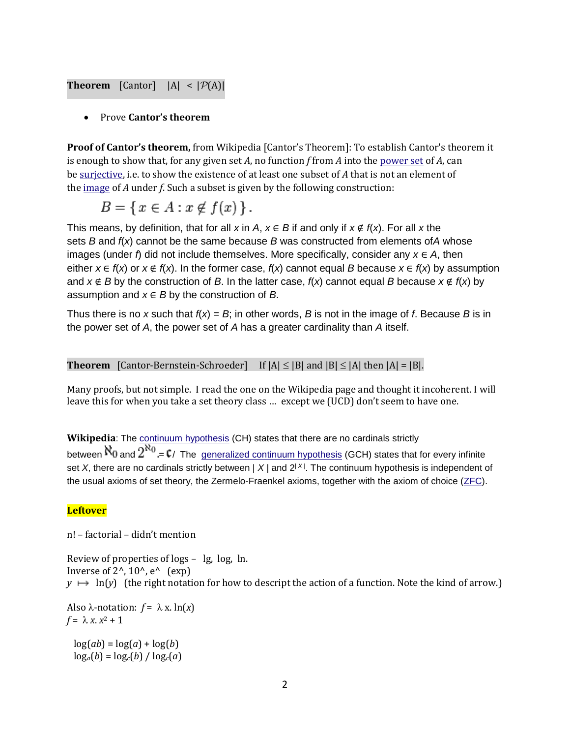**Theorem** [Cantor] $|A| < |\mathcal{P}(A)|$

- Prove **Cantor's theorem**

**Proof of Cantor's theorem,** from Wikipedia [Cantor's Theorem]: To establish Cantor's theorem it is enough to show that, for any given set *A*, no function *f* from *A* into the power set of *A*, can be surjective, i.e. to show the existence of at least one subset of *A* that is not an element of the image of *A* under *f*. Such a subset is given by the following construction:

$$B = \{ x \in A : x \notin f(x) \}.$$

This means, by definition, that for all *x* in *A*, $x \in B$ if and only if $x \notin f(x)$. For all *x* the sets *B* and $f(x)$ cannot be the same because *B* was constructed from elements of *A* whose images (under *f*) did not include themselves. More specifically, consider any $x \in A$, then either $x \in f(x)$ or $x \notin f(x)$. In the former case, $f(x)$ cannot equal *B* because $x \in f(x)$ by assumption and $x \notin B$ by the construction of *B*. In the latter case, $f(x)$ cannot equal *B* because $x \notin f(x)$ by assumption and $x \in B$ by the construction of *B*.

Thus there is no *x* such that $f(x) = B$; in other words, *B* is not in the image of *f*. Because *B* is in the power set of *A*, the power set of *A* has a greater cardinality than *A* itself.

**Theorem** [Cantor-Bernstein-Schroeder] If $|A| \leq |B|$ and $|B| \leq |A|$ then $|A| = |B|$.

Many proofs, but not simple. I read the one on the Wikipedia page and thought it incoherent. I will leave this for when you take a set theory class … except we (UCD) don't seem to have one.

**Wikipedia**: The continuum hypothesis (CH) states that there are no cardinals strictly between $\aleph_0$ and $2^{\aleph_0} = \mathfrak{c}$/ The generalized continuum hypothesis (GCH) states that for every infinite set *X*, there are no cardinals strictly between $|X|$ and $2^{|X|}$. The continuum hypothesis is independent of the usual axioms of set theory, the Zermelo-Fraenkel axioms, together with the axiom of choice (ZFC).

**Leftover**

n! – factorial – didn't mention

Review of properties of logs – lg, log, ln.
Inverse of 2^, 10^, e^ (exp)
$y \mapsto \ln(y)$ (the right notation for how to descript the action of a function. Note the kind of arrow.)

Also $\lambda$-notation: $f = \lambda x. \ln(x)$
$f = \lambda x. x^2 + 1$

$\log(ab) = \log(a) + \log(b)$
$\log_a(b) = \log_c(b) / \log_c(a)$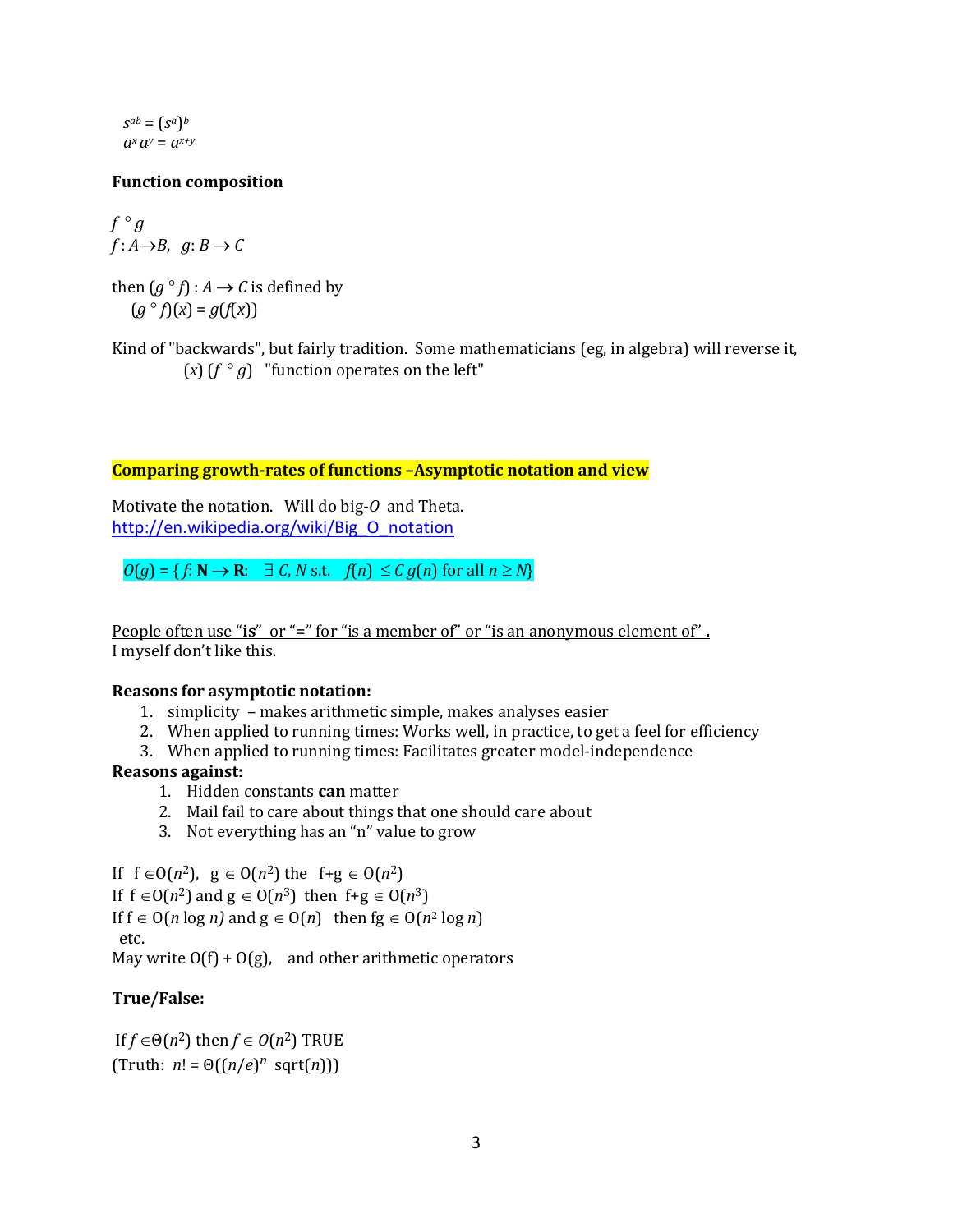$s^{ab} = (s^a)^b$
$a^x a^y = a^{x+y}$

**Function composition**

$f \circ g$
$f : A \to B$, $g: B \to C$

then $(g \circ f) : A \to C$ is defined by
$(g \circ f)(x) = g(f(x))$

Kind of "backwards", but fairly tradition. Some mathematicians (eg, in algebra) will reverse it,
$(x)\ (f \circ g)$ "function operates on the left"

**Comparing growth-rates of functions –Asymptotic notation and view**

Motivate the notation. Will do big-$O$ and Theta.
http://en.wikipedia.org/wiki/Big_O_notation

$O(g) = \{ f: \mathbf{N} \to \mathbf{R}: \ \exists\, C, N \text{ s.t. } \ f(n) \leq C\, g(n) \text{ for all } n \geq N\}$

People often use "**is**" or "=" for "is a member of" or "is an anonymous element of" **.**
I myself don't like this.

**Reasons for asymptotic notation:**

1. simplicity – makes arithmetic simple, makes analyses easier
2. When applied to running times: Works well, in practice, to get a feel for efficiency
3. When applied to running times: Facilitates greater model-independence

**Reasons against:**

1. Hidden constants **can** matter
2. Mail fail to care about things that one should care about
3. Not everything has an "n" value to grow

If $f \in O(n^2)$, $g \in O(n^2)$ the $f+g \in O(n^2)$
If $f \in O(n^2)$ and $g \in O(n^3)$ then $f+g \in O(n^3)$
If $f \in O(n \log n)$ and $g \in O(n)$ then $fg \in O(n^2 \log n)$
etc.
May write $O(f) + O(g)$, and other arithmetic operators

**True/False:**

If $f \in \Theta(n^2)$ then $f \in O(n^2)$ TRUE
(Truth: $n! = \Theta((n/e)^n \text{ sqrt}(n))$)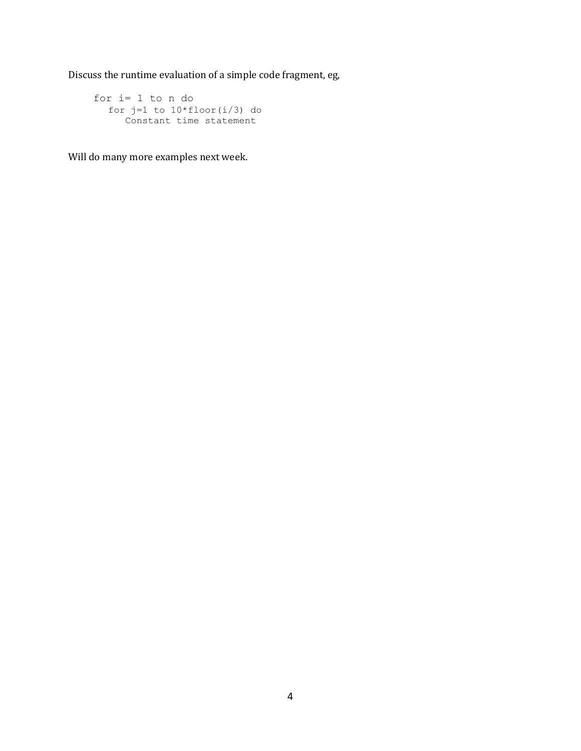Discuss the runtime evaluation of a simple code fragment, eg,

```
for i= 1 to n do
   for j=1 to 10*floor(i/3) do
      Constant time statement
```

Will do many more examples next week.